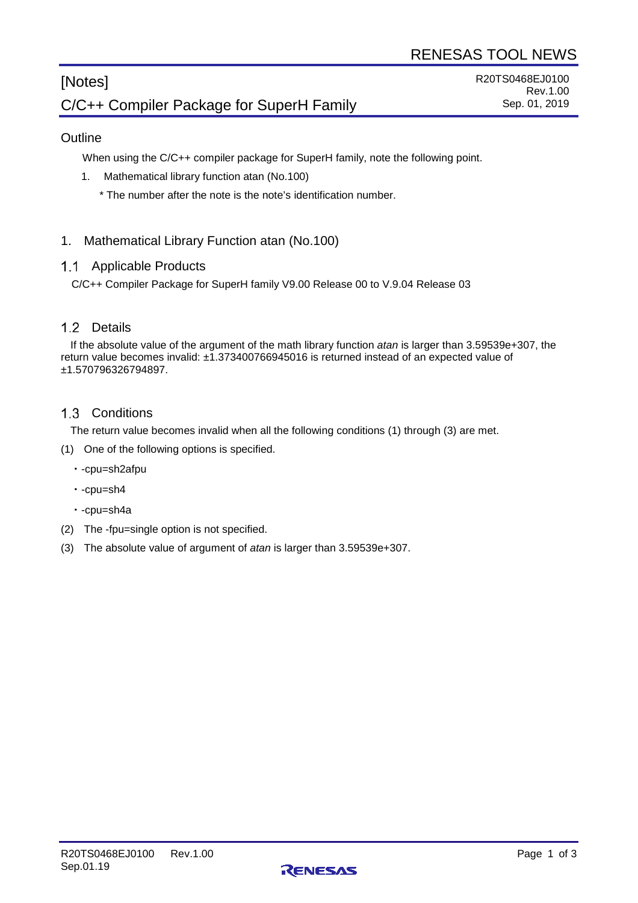RENESAS TOOL NEWS

# [Notes]
# C/C++ Compiler Package for SuperH Family

R20TS0468EJ0100
Rev.1.00
Sep. 01, 2019

## Outline

When using the C/C++ compiler package for SuperH family, note the following point.

1. Mathematical library function atan (No.100)

\* The number after the note is the note's identification number.

## 1. Mathematical Library Function atan (No.100)

### 1.1 Applicable Products

C/C++ Compiler Package for SuperH family V9.00 Release 00 to V.9.04 Release 03

### 1.2 Details

If the absolute value of the argument of the math library function *atan* is larger than 3.59539e+307, the return value becomes invalid: ±1.373400766945016 is returned instead of an expected value of ±1.570796326794897.

### 1.3 Conditions

The return value becomes invalid when all the following conditions (1) through (3) are met.

(1) One of the following options is specified.

- -cpu=sh2afpu
- -cpu=sh4
- -cpu=sh4a

(2) The -fpu=single option is not specified.

(3) The absolute value of argument of *atan* is larger than 3.59539e+307.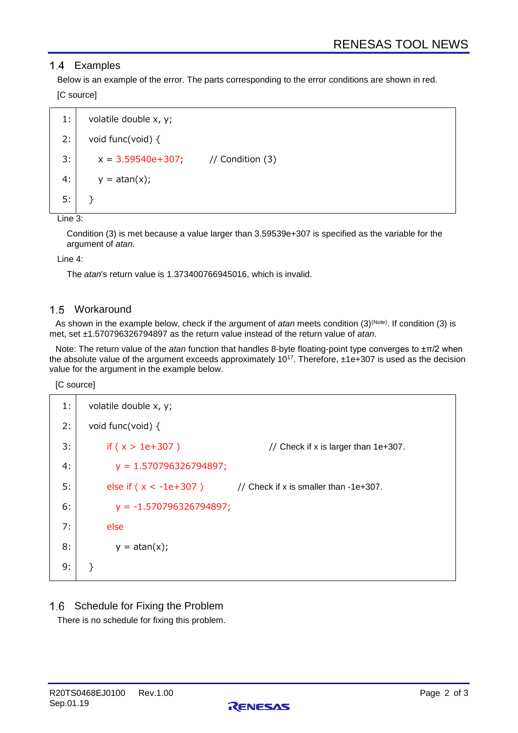## 1.4 Examples

Below is an example of the error. The parts corresponding to the error conditions are shown in red.

[C source]

```
1:  volatile double x, y;
2:  void func(void) {
3:      x = 3.59540e+307;       // Condition (3)
4:      y = atan(x);
5:  }
```

Line 3:

Condition (3) is met because a value larger than 3.59539e+307 is specified as the variable for the argument of *atan*.

Line 4:

The *atan*'s return value is 1.373400766945016, which is invalid.

## 1.5 Workaround

As shown in the example below, check if the argument of *atan* meets condition (3)(Note). If condition (3) is met, set ±1.570796326794897 as the return value instead of the return value of *atan*.

Note: The return value of the *atan* function that handles 8-byte floating-point type converges to ±π/2 when the absolute value of the argument exceeds approximately $10^{17}$. Therefore, ±1e+307 is used as the decision value for the argument in the example below.

[C source]

```
1:  volatile double x, y;
2:  void func(void) {
3:      if ( x > 1e+307 )                  // Check if x is larger than 1e+307.
4:        y = 1.570796326794897;
5:      else if ( x < -1e+307 )            // Check if x is smaller than -1e+307.
6:        y = -1.570796326794897;
7:      else
8:        y = atan(x);
9:  }
```

## 1.6 Schedule for Fixing the Problem

There is no schedule for fixing this problem.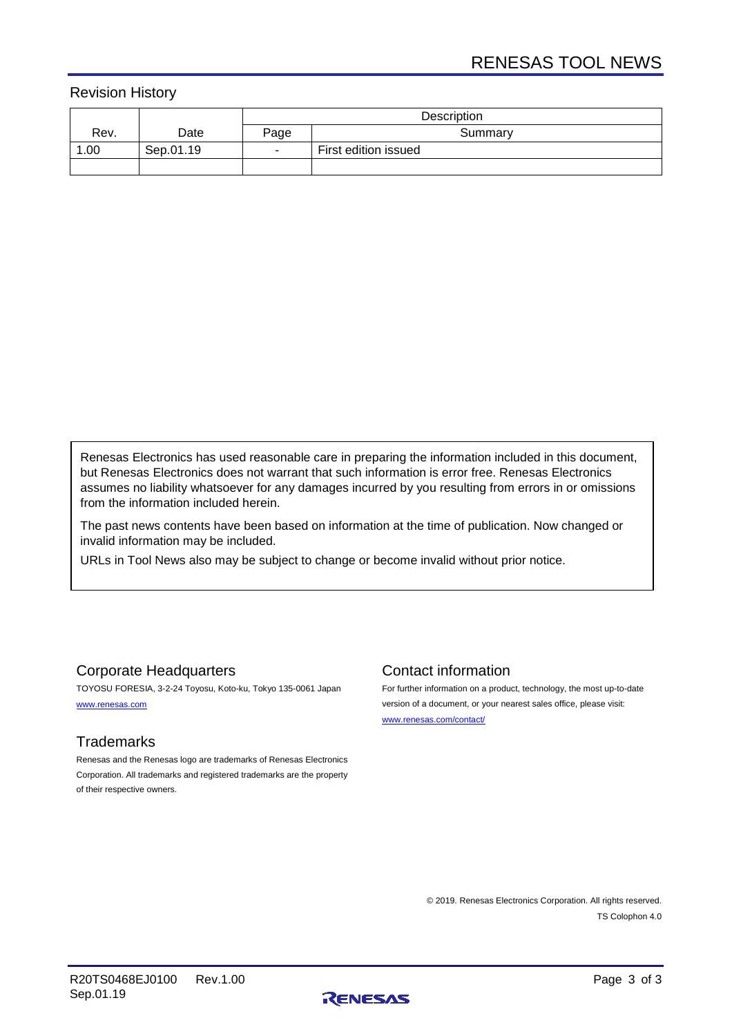## Revision History

| Rev. | Date | Description | |
|---|---|---|---|
| | | Page | Summary |
| 1.00 | Sep.01.19 | - | First edition issued |
| | | | |

Renesas Electronics has used reasonable care in preparing the information included in this document, but Renesas Electronics does not warrant that such information is error free. Renesas Electronics assumes no liability whatsoever for any damages incurred by you resulting from errors in or omissions from the information included herein.

The past news contents have been based on information at the time of publication. Now changed or invalid information may be included.

URLs in Tool News also may be subject to change or become invalid without prior notice.

### Corporate Headquarters

TOYOSU FORESIA, 3-2-24 Toyosu, Koto-ku, Tokyo 135-0061 Japan
www.renesas.com

### Trademarks

Renesas and the Renesas logo are trademarks of Renesas Electronics Corporation. All trademarks and registered trademarks are the property of their respective owners.

### Contact information

For further information on a product, technology, the most up-to-date version of a document, or your nearest sales office, please visit:
www.renesas.com/contact/

© 2019. Renesas Electronics Corporation. All rights reserved.
TS Colophon 4.0